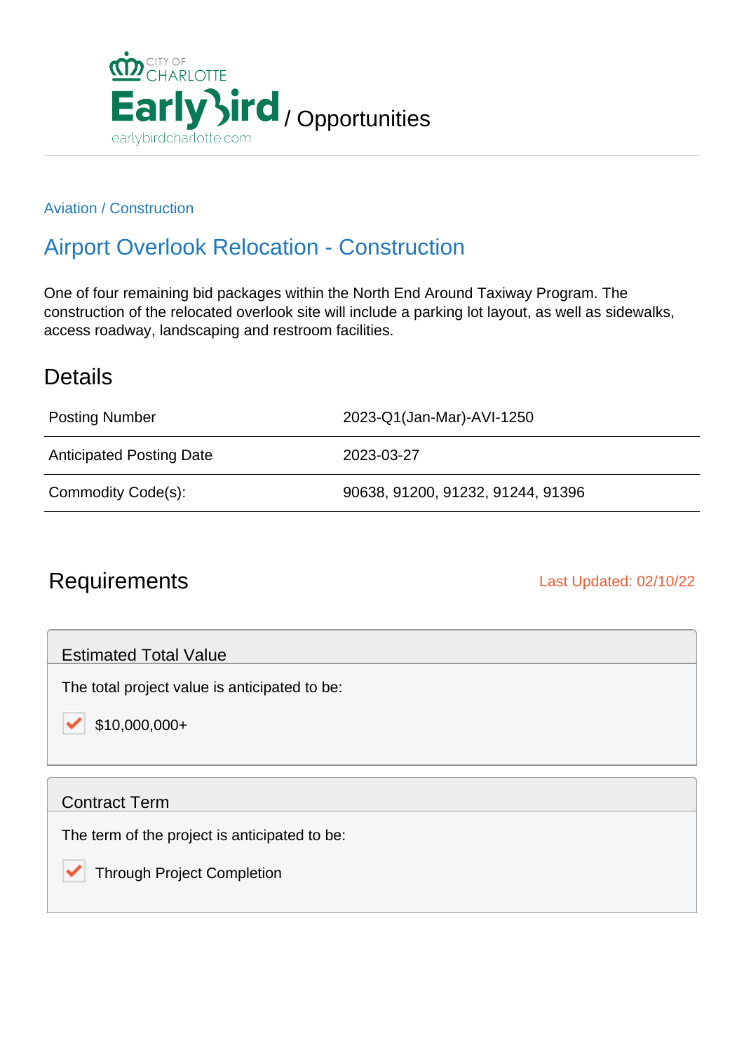CITY OF CHARLOTTE

EarlyBird / Opportunities

earlybirdcharlotte.com

Aviation / Construction

# Airport Overlook Relocation - Construction

One of four remaining bid packages within the North End Around Taxiway Program. The construction of the relocated overlook site will include a parking lot layout, as well as sidewalks, access roadway, landscaping and restroom facilities.

## Details

| | |
|---|---|
| Posting Number | 2023-Q1(Jan-Mar)-AVI-1250 |
| Anticipated Posting Date | 2023-03-27 |
| Commodity Code(s): | 90638, 91200, 91232, 91244, 91396 |

## Requirements

Last Updated: 02/10/22

### Estimated Total Value

The total project value is anticipated to be:

- [x] $10,000,000+

### Contract Term

The term of the project is anticipated to be:

- [x] Through Project Completion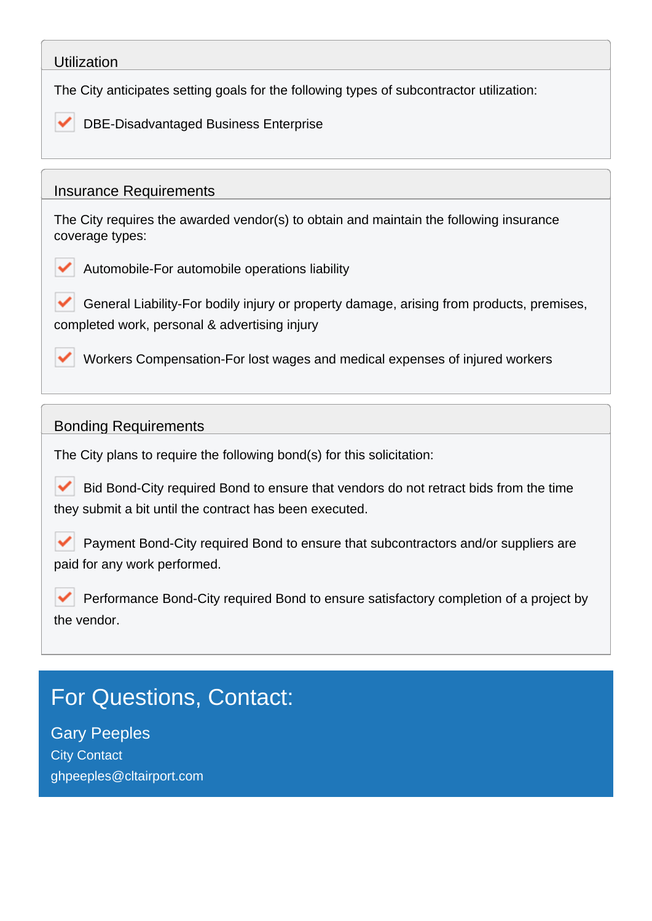## Utilization

The City anticipates setting goals for the following types of subcontractor utilization:

- [x] DBE-Disadvantaged Business Enterprise

## Insurance Requirements

The City requires the awarded vendor(s) to obtain and maintain the following insurance coverage types:

- [x] Automobile-For automobile operations liability
- [x] General Liability-For bodily injury or property damage, arising from products, premises, completed work, personal & advertising injury
- [x] Workers Compensation-For lost wages and medical expenses of injured workers

## Bonding Requirements

The City plans to require the following bond(s) for this solicitation:

- [x] Bid Bond-City required Bond to ensure that vendors do not retract bids from the time they submit a bit until the contract has been executed.
- [x] Payment Bond-City required Bond to ensure that subcontractors and/or suppliers are paid for any work performed.
- [x] Performance Bond-City required Bond to ensure satisfactory completion of a project by the vendor.

# For Questions, Contact:

### Gary Peeples

City Contact

ghpeeples@cltairport.com